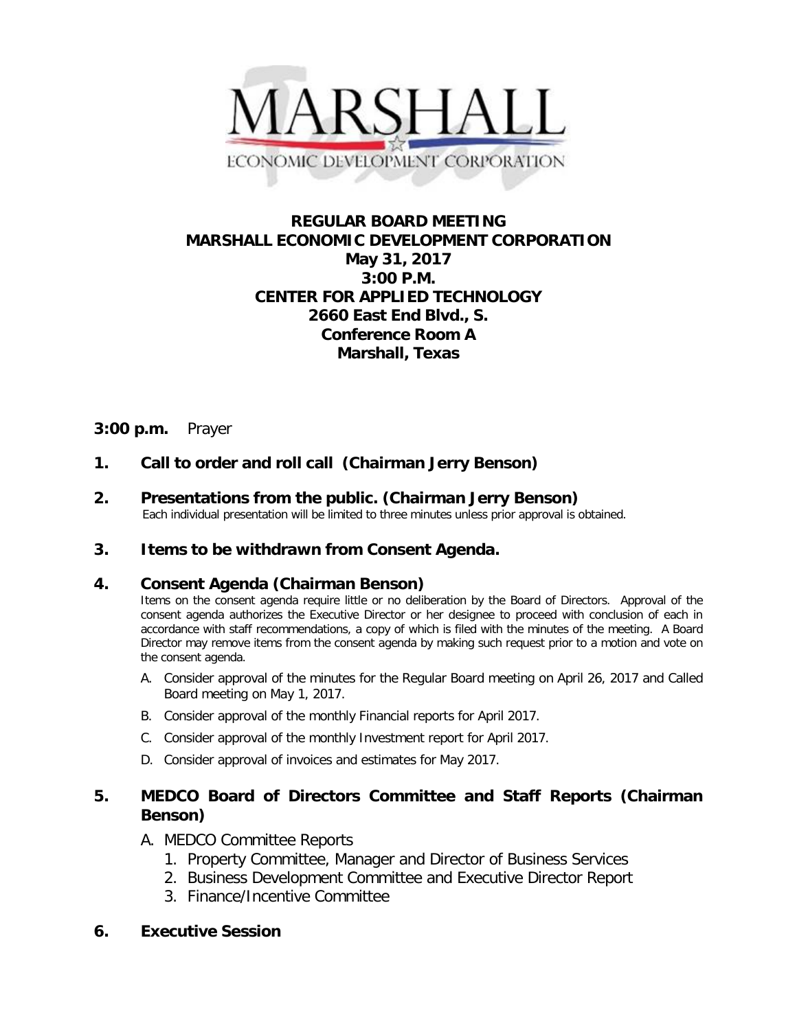MARSHALL

ECONOMIC DEVELOPMENT CORPORATION

# REGULAR BOARD MEETING
# MARSHALL ECONOMIC DEVELOPMENT CORPORATION

**May 31, 2017**
**3:00 P.M.**
**CENTER FOR APPLIED TECHNOLOGY**
**2660 East End Blvd., S.**
**Conference Room A**
**Marshall, Texas**

**3:00 p.m.** Prayer

**1. Call to order and roll call (Chairman Jerry Benson)**

**2. Presentations from the public. (Chairman Jerry Benson)**
Each individual presentation will be limited to three minutes unless prior approval is obtained.

**3. Items to be withdrawn from Consent Agenda.**

**4. Consent Agenda (Chairman Benson)**
Items on the consent agenda require little or no deliberation by the Board of Directors. Approval of the consent agenda authorizes the Executive Director or her designee to proceed with conclusion of each in accordance with staff recommendations, a copy of which is filed with the minutes of the meeting. A Board Director may remove items from the consent agenda by making such request prior to a motion and vote on the consent agenda.

- A. Consider approval of the minutes for the Regular Board meeting on April 26, 2017 and Called Board meeting on May 1, 2017.
- B. Consider approval of the monthly Financial reports for April 2017.
- C. Consider approval of the monthly Investment report for April 2017.
- D. Consider approval of invoices and estimates for May 2017.

**5. MEDCO Board of Directors Committee and Staff Reports (Chairman Benson)**

- A. MEDCO Committee Reports
  1. Property Committee, Manager and Director of Business Services
  2. Business Development Committee and Executive Director Report
  3. Finance/Incentive Committee

**6. Executive Session**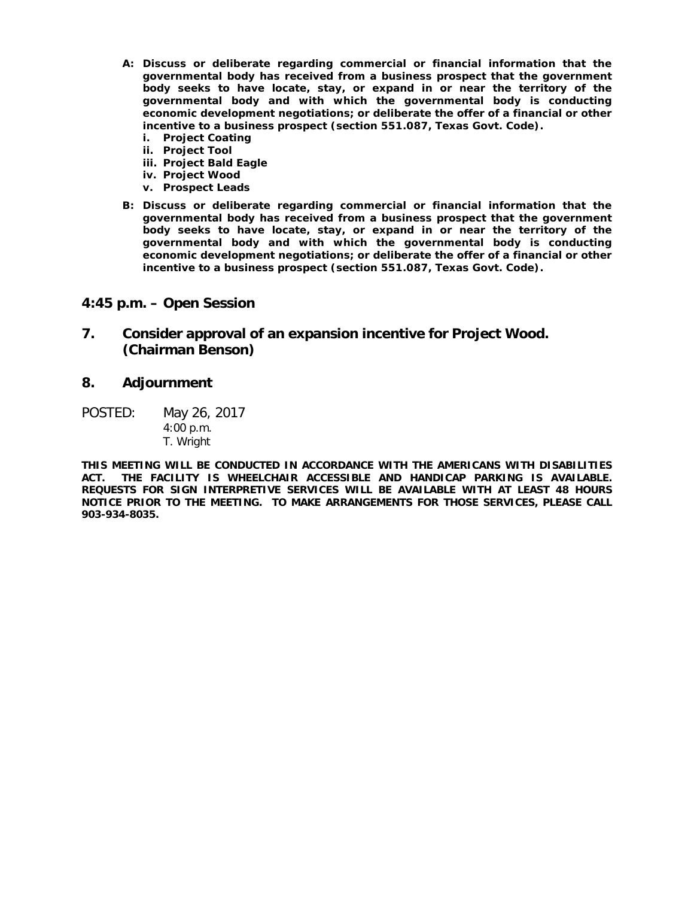**A: Discuss or deliberate regarding commercial or financial information that the governmental body has received from a business prospect that the government body seeks to have locate, stay, or expand in or near the territory of the governmental body and with which the governmental body is conducting economic development negotiations; or deliberate the offer of a financial or other incentive to a business prospect (section 551.087, Texas Govt. Code).**

- **i. Project Coating**
- **ii. Project Tool**
- **iii. Project Bald Eagle**
- **iv. Project Wood**
- **v. Prospect Leads**

**B: Discuss or deliberate regarding commercial or financial information that the governmental body has received from a business prospect that the government body seeks to have locate, stay, or expand in or near the territory of the governmental body and with which the governmental body is conducting economic development negotiations; or deliberate the offer of a financial or other incentive to a business prospect (section 551.087, Texas Govt. Code).**

## 4:45 p.m. – Open Session

## 7. Consider approval of an expansion incentive for Project Wood. (Chairman Benson)

## 8. Adjournment

POSTED: May 26, 2017
4:00 p.m.
T. Wright

**THIS MEETING WILL BE CONDUCTED IN ACCORDANCE WITH THE AMERICANS WITH DISABILITIES ACT. THE FACILITY IS WHEELCHAIR ACCESSIBLE AND HANDICAP PARKING IS AVAILABLE. REQUESTS FOR SIGN INTERPRETIVE SERVICES WILL BE AVAILABLE WITH AT LEAST 48 HOURS NOTICE PRIOR TO THE MEETING. TO MAKE ARRANGEMENTS FOR THOSE SERVICES, PLEASE CALL 903-934-8035.**